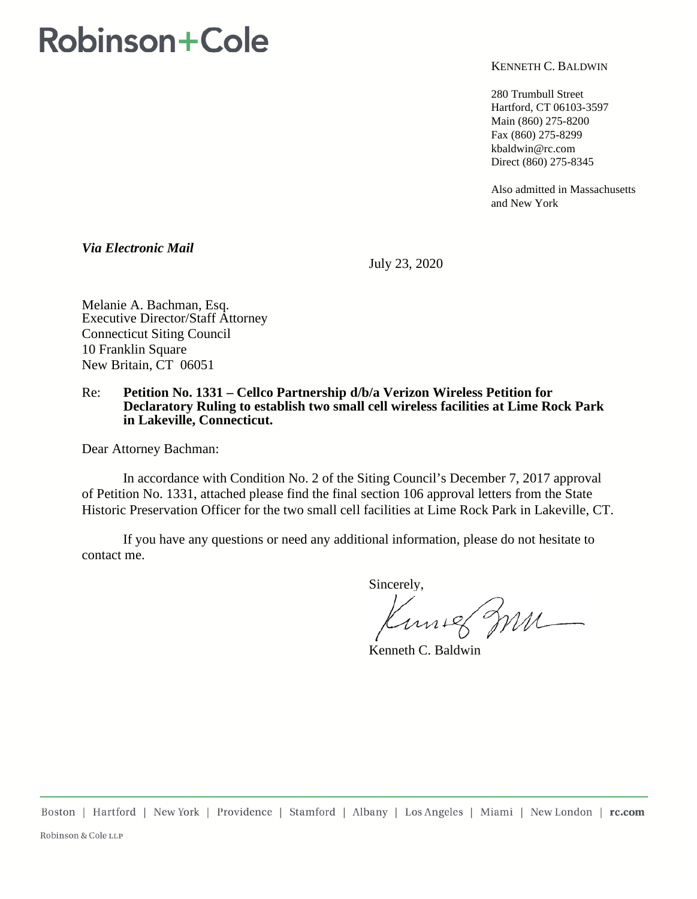# Robinson+Cole

KENNETH C. BALDWIN

280 Trumbull Street
Hartford, CT 06103-3597
Main (860) 275-8200
Fax (860) 275-8299
kbaldwin@rc.com
Direct (860) 275-8345

Also admitted in Massachusetts and New York

***Via Electronic Mail***

July 23, 2020

Melanie A. Bachman, Esq.
Executive Director/Staff Attorney
Connecticut Siting Council
10 Franklin Square
New Britain, CT 06051

Re: **Petition No. 1331 – Cellco Partnership d/b/a Verizon Wireless Petition for Declaratory Ruling to establish two small cell wireless facilities at Lime Rock Park in Lakeville, Connecticut.**

Dear Attorney Bachman:

In accordance with Condition No. 2 of the Siting Council's December 7, 2017 approval of Petition No. 1331, attached please find the final section 106 approval letters from the State Historic Preservation Officer for the two small cell facilities at Lime Rock Park in Lakeville, CT.

If you have any questions or need any additional information, please do not hesitate to contact me.

Sincerely,

Kenneth C. Baldwin

Boston | Hartford | New York | Providence | Stamford | Albany | Los Angeles | Miami | New London | **rc.com**

Robinson & Cole LLP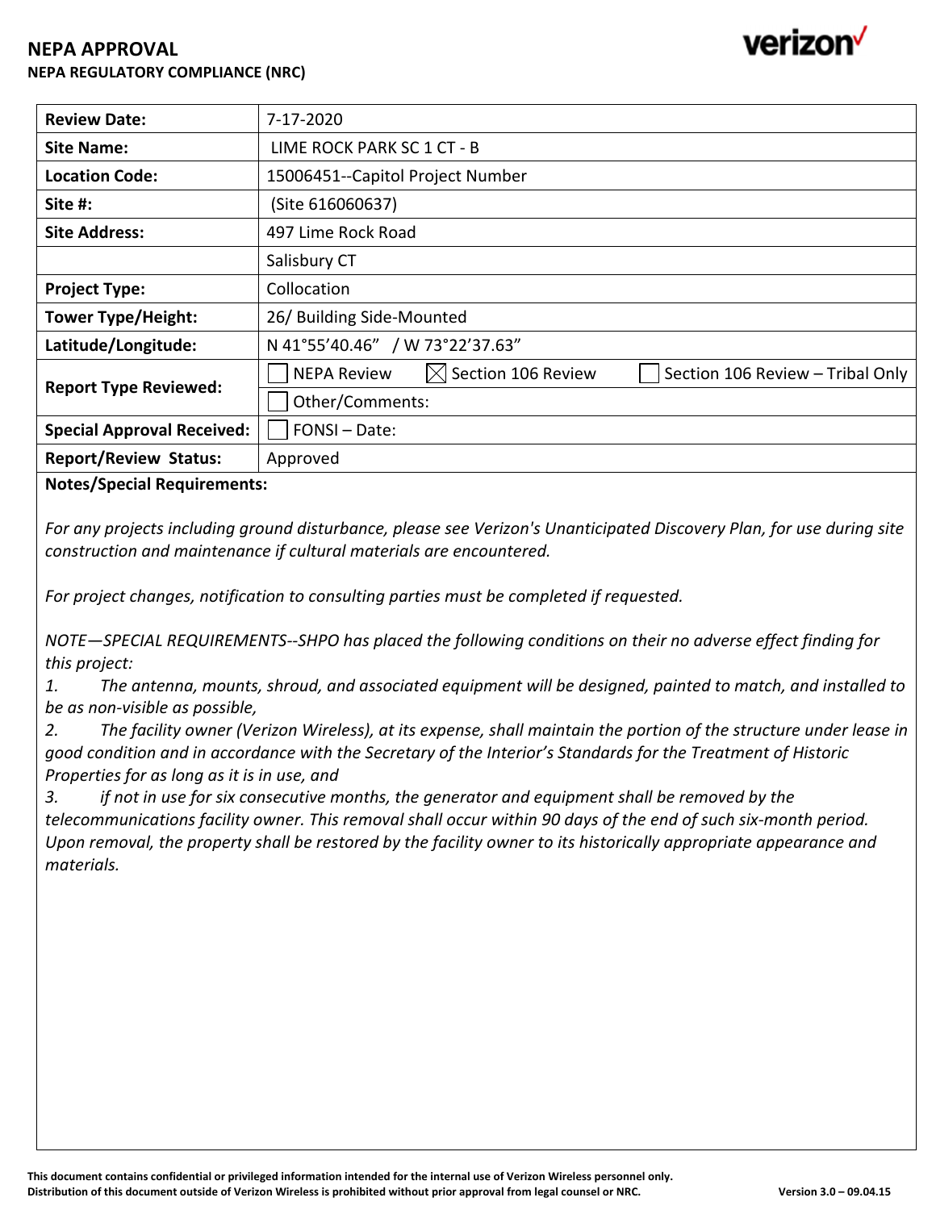# NEPA APPROVAL

**NEPA REGULATORY COMPLIANCE (NRC)**

verizon✓

| **Review Date:** | 7-17-2020 |
|---|---|
| **Site Name:** | LIME ROCK PARK SC 1 CT - B |
| **Location Code:** | 15006451--Capitol Project Number |
| **Site #:** | (Site 616060637) |
| **Site Address:** | 497 Lime Rock Road |
| | Salisbury CT |
| **Project Type:** | Collocation |
| **Tower Type/Height:** | 26/ Building Side-Mounted |
| **Latitude/Longitude:** | N 41°55’40.46” / W 73°22’37.63” |
| **Report Type Reviewed:** | ☐ NEPA Review ☒ Section 106 Review ☐ Section 106 Review – Tribal Only |
| | ☐ Other/Comments: |
| **Special Approval Received:** | ☐ FONSI – Date: |
| **Report/Review Status:** | Approved |

**Notes/Special Requirements:**

*For any projects including ground disturbance, please see Verizon's Unanticipated Discovery Plan, for use during site construction and maintenance if cultural materials are encountered.*

*For project changes, notification to consulting parties must be completed if requested.*

*NOTE—SPECIAL REQUIREMENTS--SHPO has placed the following conditions on their no adverse effect finding for this project:*

*1. The antenna, mounts, shroud, and associated equipment will be designed, painted to match, and installed to be as non-visible as possible,*

*2. The facility owner (Verizon Wireless), at its expense, shall maintain the portion of the structure under lease in good condition and in accordance with the Secretary of the Interior’s Standards for the Treatment of Historic Properties for as long as it is in use, and*

*3. if not in use for six consecutive months, the generator and equipment shall be removed by the telecommunications facility owner. This removal shall occur within 90 days of the end of such six-month period. Upon removal, the property shall be restored by the facility owner to its historically appropriate appearance and materials.*

**This document contains confidential or privileged information intended for the internal use of Verizon Wireless personnel only.**
**Distribution of this document outside of Verizon Wireless is prohibited without prior approval from legal counsel or NRC.** **Version 3.0 – 09.04.15**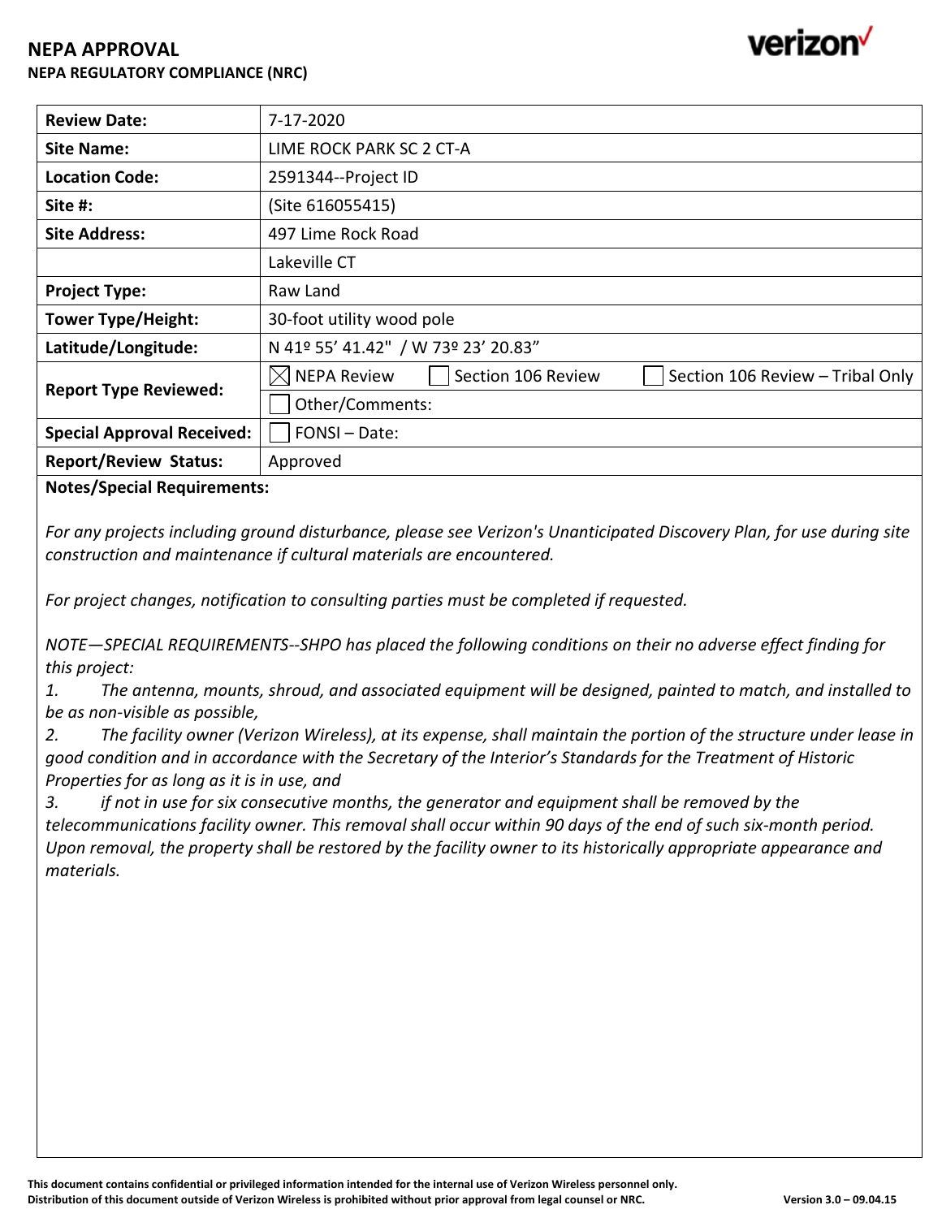# NEPA APPROVAL

**NEPA REGULATORY COMPLIANCE (NRC)**

verizon✓

| | |
|---|---|
| **Review Date:** | 7-17-2020 |
| **Site Name:** | LIME ROCK PARK SC 2 CT-A |
| **Location Code:** | 2591344--Project ID |
| **Site #:** | (Site 616055415) |
| **Site Address:** | 497 Lime Rock Road |
| | Lakeville CT |
| **Project Type:** | Raw Land |
| **Tower Type/Height:** | 30-foot utility wood pole |
| **Latitude/Longitude:** | N 41º 55' 41.42" / W 73º 23' 20.83" |
| **Report Type Reviewed:** | ☒ NEPA Review ☐ Section 106 Review ☐ Section 106 Review – Tribal Only |
| | ☐ Other/Comments: |
| **Special Approval Received:** | ☐ FONSI – Date: |
| **Report/Review Status:** | Approved |

**Notes/Special Requirements:**

*For any projects including ground disturbance, please see Verizon's Unanticipated Discovery Plan, for use during site construction and maintenance if cultural materials are encountered.*

*For project changes, notification to consulting parties must be completed if requested.*

*NOTE—SPECIAL REQUIREMENTS--SHPO has placed the following conditions on their no adverse effect finding for this project:*

*1. The antenna, mounts, shroud, and associated equipment will be designed, painted to match, and installed to be as non-visible as possible,*

*2. The facility owner (Verizon Wireless), at its expense, shall maintain the portion of the structure under lease in good condition and in accordance with the Secretary of the Interior's Standards for the Treatment of Historic Properties for as long as it is in use, and*

*3. if not in use for six consecutive months, the generator and equipment shall be removed by the telecommunications facility owner. This removal shall occur within 90 days of the end of such six-month period. Upon removal, the property shall be restored by the facility owner to its historically appropriate appearance and materials.*

**This document contains confidential or privileged information intended for the internal use of Verizon Wireless personnel only.**
**Distribution of this document outside of Verizon Wireless is prohibited without prior approval from legal counsel or NRC.** **Version 3.0 – 09.04.15**